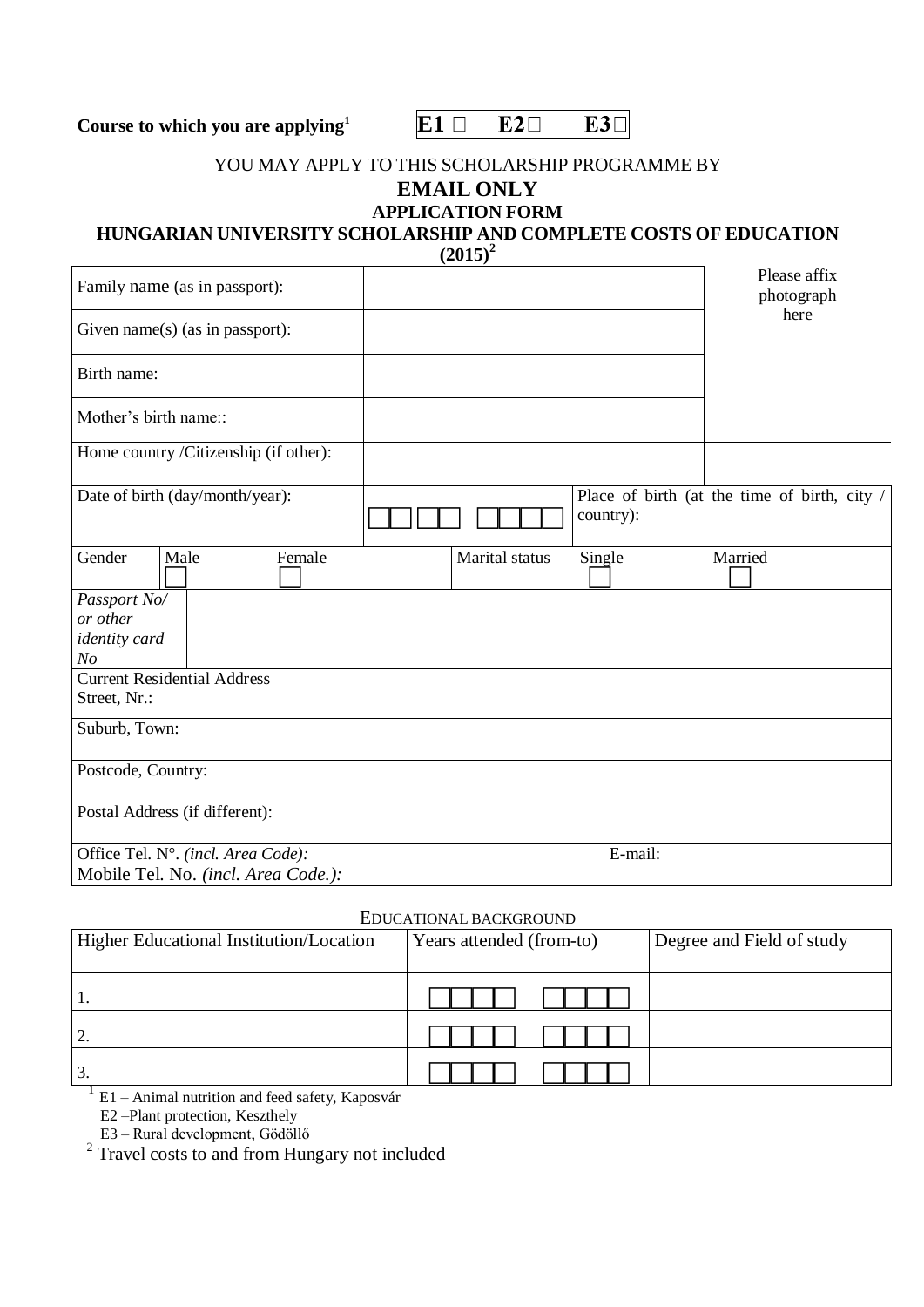**Course to which you are applying[1]** | **E1** ☐ **E2** ☐ **E3** ☐

YOU MAY APPLY TO THIS SCHOLARSHIP PROGRAMME BY

## EMAIL ONLY

### APPLICATION FORM

### HUNGARIAN UNIVERSITY SCHOLARSHIP AND COMPLETE COSTS OF EDUCATION (2015)[2]

| | | |
|---|---|---|
| Family name (as in passport): | | Please affix photograph here |
| Given name(s) (as in passport): | | |
| Birth name: | | |
| Mother's birth name:: | | |
| Home country /Citizenship (if other): | | |
| Date of birth (day/month/year): | ☐☐ ☐☐ ☐☐☐☐ | Place of birth (at the time of birth, city / country): |
| Gender: Male ☐ Female ☐ | Marital status: Single ☐ Married ☐ | |
| *Passport No/ or other identity card No* | | |
| Current Residential Address Street, Nr.: | | |
| Suburb, Town: | | |
| Postcode, Country: | | |
| Postal Address (if different): | | |
| Office Tel. N°. *(incl. Area Code):* Mobile Tel. No. *(incl. Area Code.):* | E-mail: | |

EDUCATIONAL BACKGROUND

| Higher Educational Institution/Location | Years attended (from-to) | Degree and Field of study |
|---|---|---|
| 1. | ☐☐☐☐ ☐☐☐☐ | |
| 2. | ☐☐☐☐ ☐☐☐☐ | |
| 3. | ☐☐☐☐ ☐☐☐☐ | |

[1] E1 – Animal nutrition and feed safety, Kaposvár
E2 –Plant protection, Keszthely
E3 – Rural development, Gödöllő

[2] Travel costs to and from Hungary not included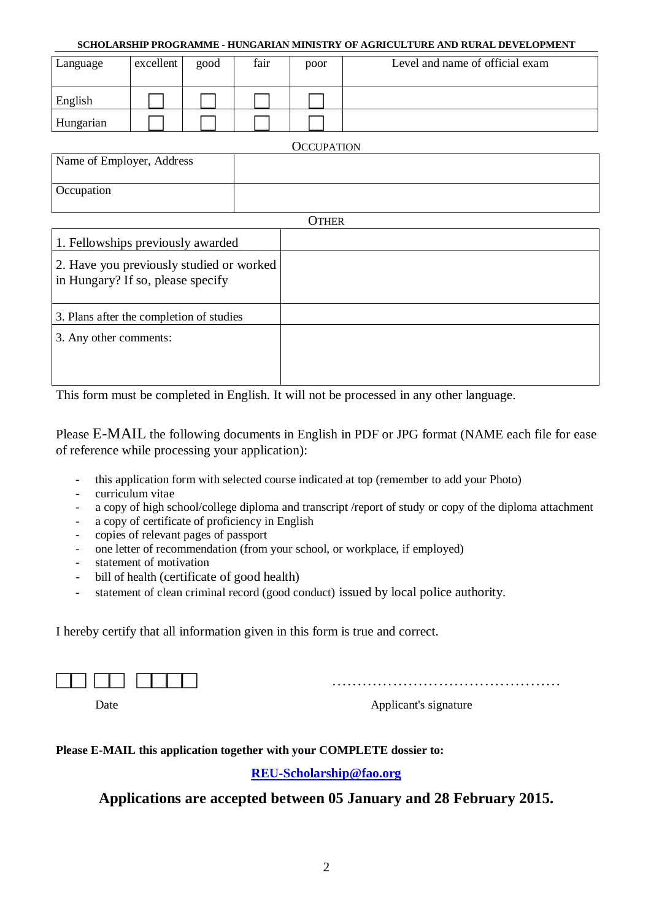**SCHOLARSHIP PROGRAMME - HUNGARIAN MINISTRY OF AGRICULTURE AND RURAL DEVELOPMENT**

| Language | excellent | good | fair | poor | Level and name of official exam |
|---|---|---|---|---|---|
| English | ☐ | ☐ | ☐ | ☐ | |
| Hungarian | ☐ | ☐ | ☐ | ☐ | |

## OCCUPATION

| | |
|---|---|
| Name of Employer, Address | |
| Occupation | |

## OTHER

| | |
|---|---|
| 1. Fellowships previously awarded | |
| 2. Have you previously studied or worked in Hungary? If so, please specify | |
| 3. Plans after the completion of studies | |
| 3. Any other comments: | |

This form must be completed in English. It will not be processed in any other language.

Please E-MAIL the following documents in English in PDF or JPG format (NAME each file for ease of reference while processing your application):

- this application form with selected course indicated at top (remember to add your Photo)
- curriculum vitae
- a copy of high school/college diploma and transcript /report of study or copy of the diploma attachment
- a copy of certificate of proficiency in English
- copies of relevant pages of passport
- one letter of recommendation (from your school, or workplace, if employed)
- statement of motivation
- bill of health (certificate of good health)
- statement of clean criminal record (good conduct) issued by local police authority.

I hereby certify that all information given in this form is true and correct.

☐☐ ☐☐ ☐☐☐☐ ............................................

Date Applicant's signature

**Please E-MAIL this application together with your COMPLETE dossier to:**

**REU-Scholarship@fao.org**

**Applications are accepted between 05 January and 28 February 2015.**